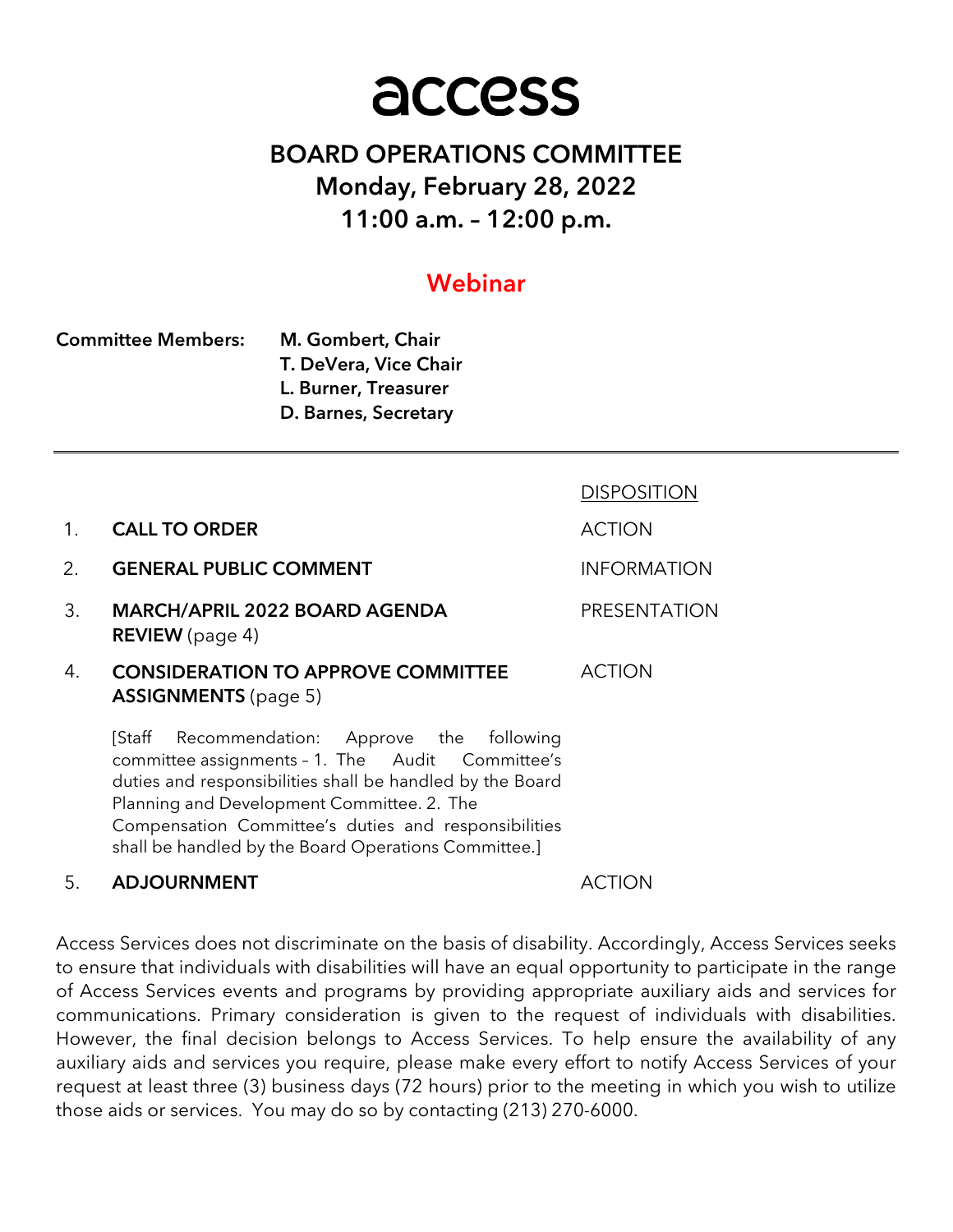# access

## BOARD OPERATIONS COMMITTEE
## Monday, February 28, 2022
## 11:00 a.m. – 12:00 p.m.

### Webinar

**Committee Members:** **M. Gombert, Chair**
**T. DeVera, Vice Chair**
**L. Burner, Treasurer**
**D. Barnes, Secretary**

---

| | | DISPOSITION |
|---|---|---|
| 1. | **CALL TO ORDER** | ACTION |
| 2. | **GENERAL PUBLIC COMMENT** | INFORMATION |
| 3. | **MARCH/APRIL 2022 BOARD AGENDA REVIEW** (page 4) | PRESENTATION |
| 4. | **CONSIDERATION TO APPROVE COMMITTEE ASSIGNMENTS** (page 5) | ACTION |
| | [Staff Recommendation: Approve the following committee assignments – 1. The Audit Committee's duties and responsibilities shall be handled by the Board Planning and Development Committee. 2. The Compensation Committee's duties and responsibilities shall be handled by the Board Operations Committee.] | |
| 5. | **ADJOURNMENT** | ACTION |

Access Services does not discriminate on the basis of disability. Accordingly, Access Services seeks to ensure that individuals with disabilities will have an equal opportunity to participate in the range of Access Services events and programs by providing appropriate auxiliary aids and services for communications. Primary consideration is given to the request of individuals with disabilities. However, the final decision belongs to Access Services. To help ensure the availability of any auxiliary aids and services you require, please make every effort to notify Access Services of your request at least three (3) business days (72 hours) prior to the meeting in which you wish to utilize those aids or services. You may do so by contacting (213) 270-6000.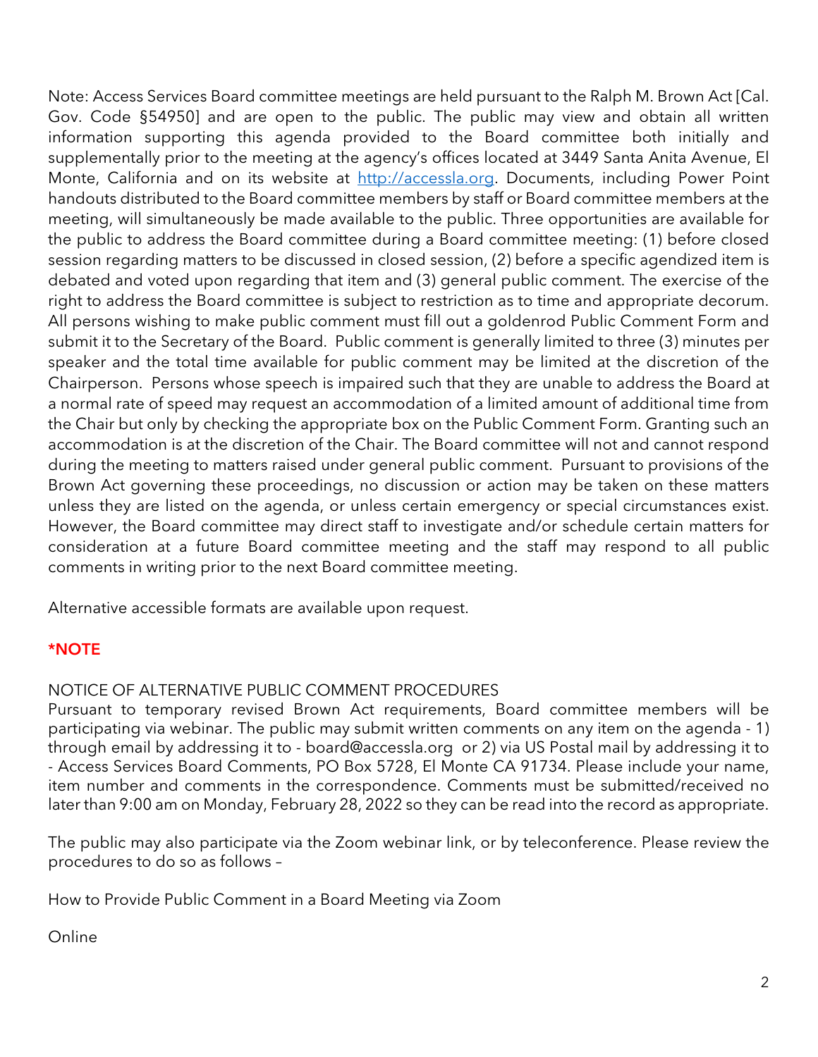Note: Access Services Board committee meetings are held pursuant to the Ralph M. Brown Act [Cal. Gov. Code §54950] and are open to the public. The public may view and obtain all written information supporting this agenda provided to the Board committee both initially and supplementally prior to the meeting at the agency's offices located at 3449 Santa Anita Avenue, El Monte, California and on its website at [http://accessla.org](http://accessla.org). Documents, including Power Point handouts distributed to the Board committee members by staff or Board committee members at the meeting, will simultaneously be made available to the public. Three opportunities are available for the public to address the Board committee during a Board committee meeting: (1) before closed session regarding matters to be discussed in closed session, (2) before a specific agendized item is debated and voted upon regarding that item and (3) general public comment. The exercise of the right to address the Board committee is subject to restriction as to time and appropriate decorum. All persons wishing to make public comment must fill out a goldenrod Public Comment Form and submit it to the Secretary of the Board. Public comment is generally limited to three (3) minutes per speaker and the total time available for public comment may be limited at the discretion of the Chairperson. Persons whose speech is impaired such that they are unable to address the Board at a normal rate of speed may request an accommodation of a limited amount of additional time from the Chair but only by checking the appropriate box on the Public Comment Form. Granting such an accommodation is at the discretion of the Chair. The Board committee will not and cannot respond during the meeting to matters raised under general public comment. Pursuant to provisions of the Brown Act governing these proceedings, no discussion or action may be taken on these matters unless they are listed on the agenda, or unless certain emergency or special circumstances exist. However, the Board committee may direct staff to investigate and/or schedule certain matters for consideration at a future Board committee meeting and the staff may respond to all public comments in writing prior to the next Board committee meeting.

Alternative accessible formats are available upon request.

**\*NOTE**

NOTICE OF ALTERNATIVE PUBLIC COMMENT PROCEDURES

Pursuant to temporary revised Brown Act requirements, Board committee members will be participating via webinar. The public may submit written comments on any item on the agenda - 1) through email by addressing it to - board@accessla.org or 2) via US Postal mail by addressing it to - Access Services Board Comments, PO Box 5728, El Monte CA 91734. Please include your name, item number and comments in the correspondence. Comments must be submitted/received no later than 9:00 am on Monday, February 28, 2022 so they can be read into the record as appropriate.

The public may also participate via the Zoom webinar link, or by teleconference. Please review the procedures to do so as follows –

How to Provide Public Comment in a Board Meeting via Zoom

Online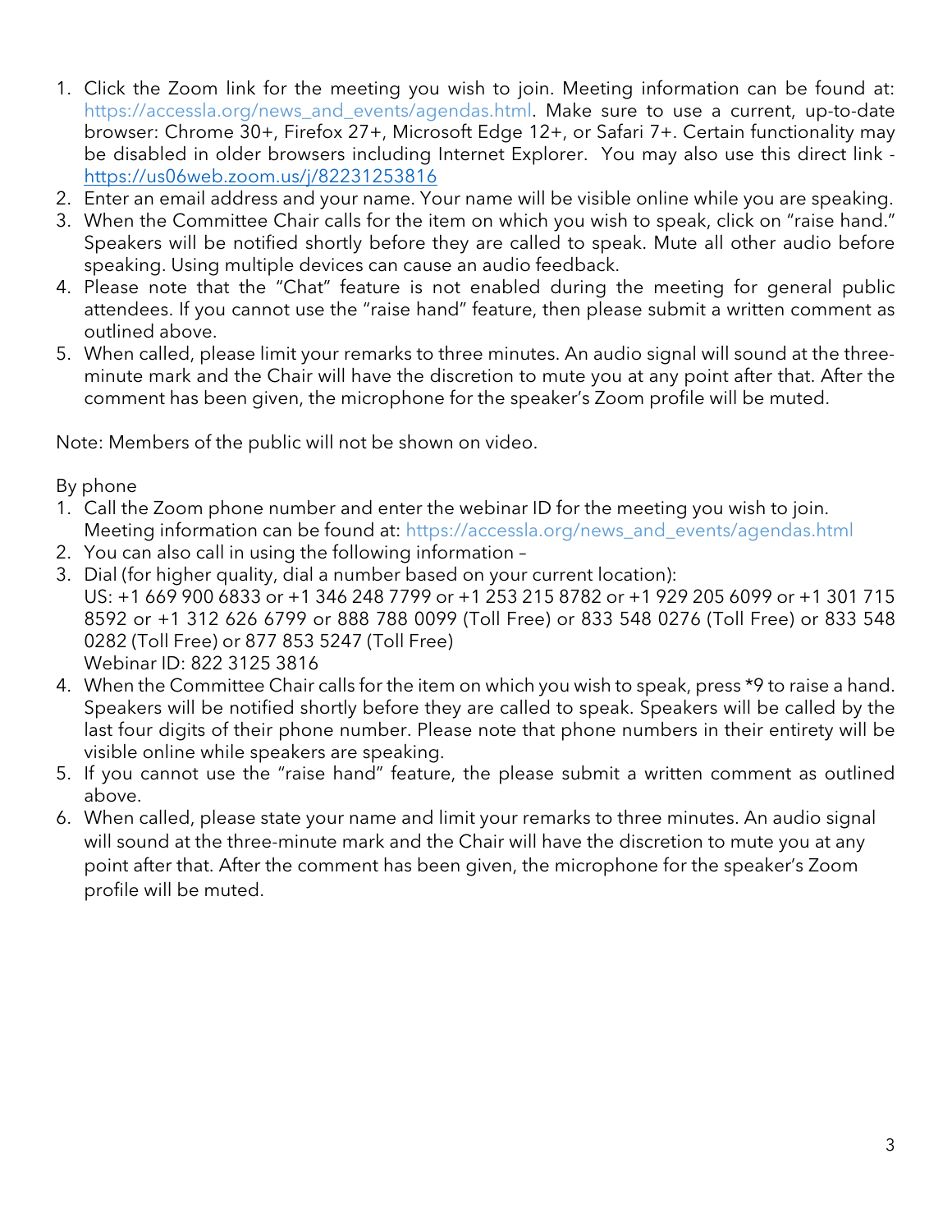1. Click the Zoom link for the meeting you wish to join. Meeting information can be found at: https://accessla.org/news_and_events/agendas.html. Make sure to use a current, up-to-date browser: Chrome 30+, Firefox 27+, Microsoft Edge 12+, or Safari 7+. Certain functionality may be disabled in older browsers including Internet Explorer. You may also use this direct link - https://us06web.zoom.us/j/82231253816
2. Enter an email address and your name. Your name will be visible online while you are speaking.
3. When the Committee Chair calls for the item on which you wish to speak, click on "raise hand." Speakers will be notified shortly before they are called to speak. Mute all other audio before speaking. Using multiple devices can cause an audio feedback.
4. Please note that the "Chat" feature is not enabled during the meeting for general public attendees. If you cannot use the "raise hand" feature, then please submit a written comment as outlined above.
5. When called, please limit your remarks to three minutes. An audio signal will sound at the three-minute mark and the Chair will have the discretion to mute you at any point after that. After the comment has been given, the microphone for the speaker's Zoom profile will be muted.

Note: Members of the public will not be shown on video.

By phone

1. Call the Zoom phone number and enter the webinar ID for the meeting you wish to join. Meeting information can be found at: https://accessla.org/news_and_events/agendas.html
2. You can also call in using the following information –
3. Dial (for higher quality, dial a number based on your current location):
   US: +1 669 900 6833 or +1 346 248 7799 or +1 253 215 8782 or +1 929 205 6099 or +1 301 715 8592 or +1 312 626 6799 or 888 788 0099 (Toll Free) or 833 548 0276 (Toll Free) or 833 548 0282 (Toll Free) or 877 853 5247 (Toll Free)
   Webinar ID: 822 3125 3816
4. When the Committee Chair calls for the item on which you wish to speak, press *9 to raise a hand. Speakers will be notified shortly before they are called to speak. Speakers will be called by the last four digits of their phone number. Please note that phone numbers in their entirety will be visible online while speakers are speaking.
5. If you cannot use the "raise hand" feature, the please submit a written comment as outlined above.
6. When called, please state your name and limit your remarks to three minutes. An audio signal will sound at the three-minute mark and the Chair will have the discretion to mute you at any point after that. After the comment has been given, the microphone for the speaker's Zoom profile will be muted.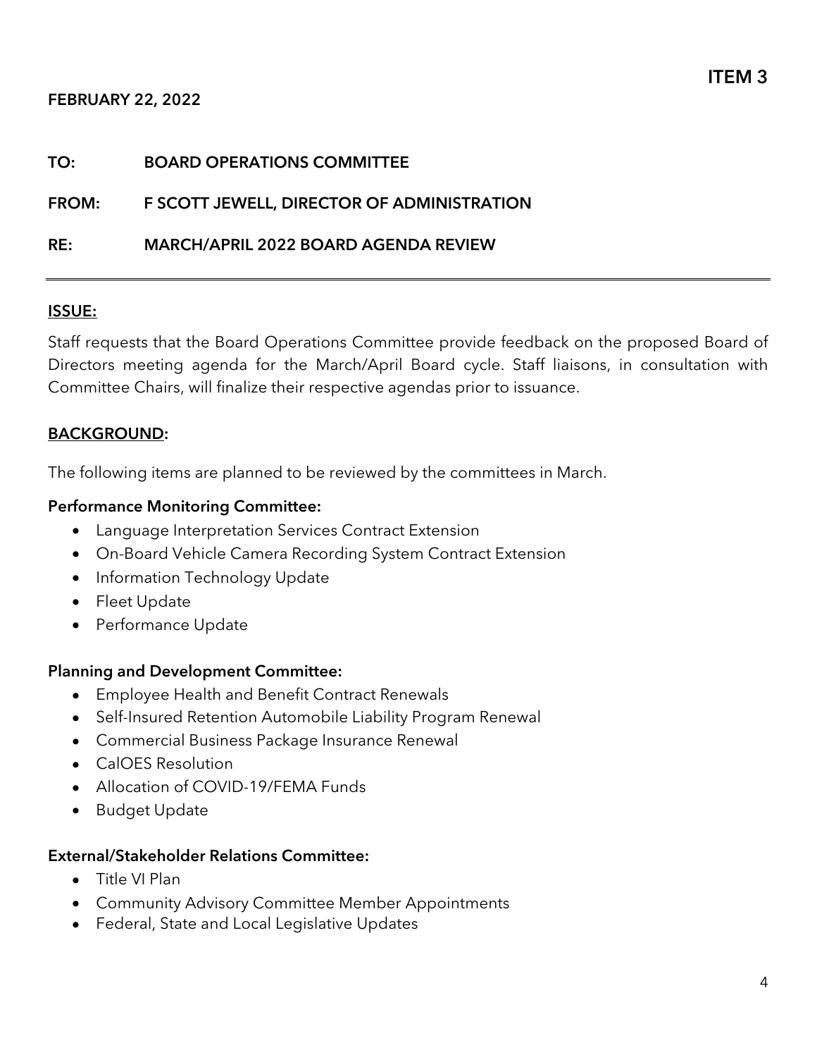**ITEM 3**

**FEBRUARY 22, 2022**

**TO:** BOARD OPERATIONS COMMITTEE

**FROM:** F SCOTT JEWELL, DIRECTOR OF ADMINISTRATION

**RE:** MARCH/APRIL 2022 BOARD AGENDA REVIEW

---

## ISSUE:

Staff requests that the Board Operations Committee provide feedback on the proposed Board of Directors meeting agenda for the March/April Board cycle. Staff liaisons, in consultation with Committee Chairs, will finalize their respective agendas prior to issuance.

## BACKGROUND:

The following items are planned to be reviewed by the committees in March.

### Performance Monitoring Committee:

- Language Interpretation Services Contract Extension
- On-Board Vehicle Camera Recording System Contract Extension
- Information Technology Update
- Fleet Update
- Performance Update

### Planning and Development Committee:

- Employee Health and Benefit Contract Renewals
- Self-Insured Retention Automobile Liability Program Renewal
- Commercial Business Package Insurance Renewal
- CalOES Resolution
- Allocation of COVID-19/FEMA Funds
- Budget Update

### External/Stakeholder Relations Committee:

- Title VI Plan
- Community Advisory Committee Member Appointments
- Federal, State and Local Legislative Updates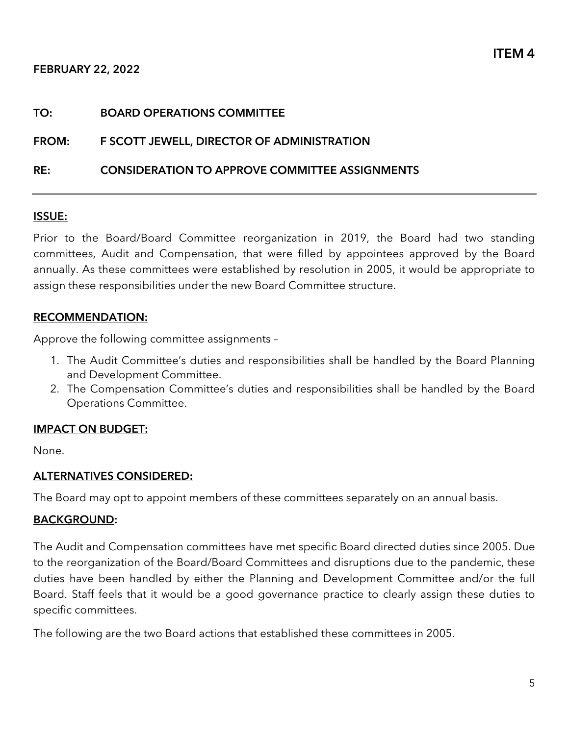**ITEM 4**

**FEBRUARY 22, 2022**

**TO:** **BOARD OPERATIONS COMMITTEE**

**FROM:** **F SCOTT JEWELL, DIRECTOR OF ADMINISTRATION**

**RE:** **CONSIDERATION TO APPROVE COMMITTEE ASSIGNMENTS**

---

## ISSUE:

Prior to the Board/Board Committee reorganization in 2019, the Board had two standing committees, Audit and Compensation, that were filled by appointees approved by the Board annually. As these committees were established by resolution in 2005, it would be appropriate to assign these responsibilities under the new Board Committee structure.

## RECOMMENDATION:

Approve the following committee assignments –

1. The Audit Committee's duties and responsibilities shall be handled by the Board Planning and Development Committee.
2. The Compensation Committee's duties and responsibilities shall be handled by the Board Operations Committee.

## IMPACT ON BUDGET:

None.

## ALTERNATIVES CONSIDERED:

The Board may opt to appoint members of these committees separately on an annual basis.

## BACKGROUND:

The Audit and Compensation committees have met specific Board directed duties since 2005. Due to the reorganization of the Board/Board Committees and disruptions due to the pandemic, these duties have been handled by either the Planning and Development Committee and/or the full Board. Staff feels that it would be a good governance practice to clearly assign these duties to specific committees.

The following are the two Board actions that established these committees in 2005.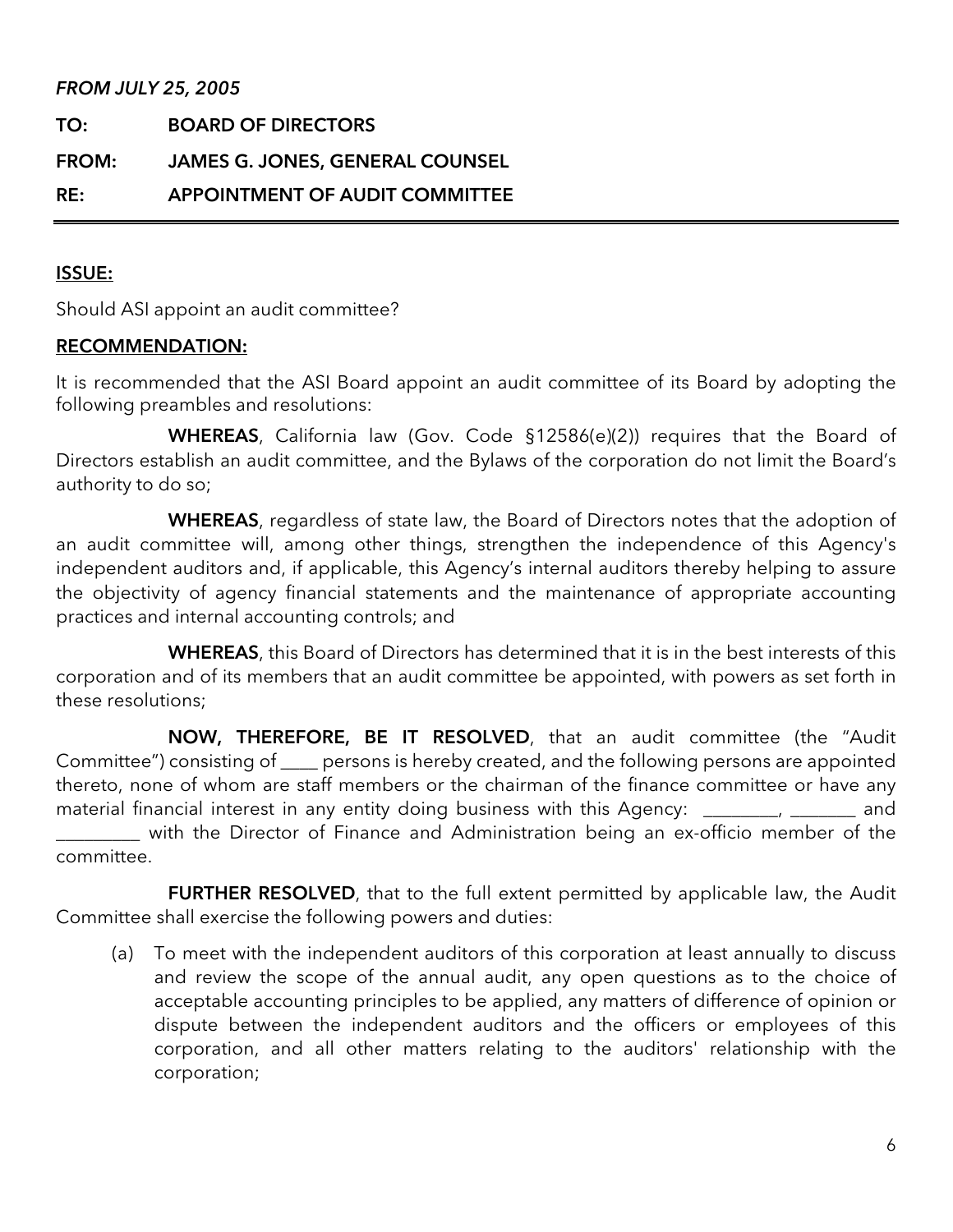*FROM JULY 25, 2005*

**TO:** BOARD OF DIRECTORS

**FROM:** JAMES G. JONES, GENERAL COUNSEL

**RE:** APPOINTMENT OF AUDIT COMMITTEE

---

**ISSUE:**

Should ASI appoint an audit committee?

**RECOMMENDATION:**

It is recommended that the ASI Board appoint an audit committee of its Board by adopting the following preambles and resolutions:

**WHEREAS**, California law (Gov. Code §12586(e)(2)) requires that the Board of Directors establish an audit committee, and the Bylaws of the corporation do not limit the Board's authority to do so;

**WHEREAS**, regardless of state law, the Board of Directors notes that the adoption of an audit committee will, among other things, strengthen the independence of this Agency's independent auditors and, if applicable, this Agency's internal auditors thereby helping to assure the objectivity of agency financial statements and the maintenance of appropriate accounting practices and internal accounting controls; and

**WHEREAS**, this Board of Directors has determined that it is in the best interests of this corporation and of its members that an audit committee be appointed, with powers as set forth in these resolutions;

**NOW, THEREFORE, BE IT RESOLVED**, that an audit committee (the "Audit Committee") consisting of ____ persons is hereby created, and the following persons are appointed thereto, none of whom are staff members or the chairman of the finance committee or have any material financial interest in any entity doing business with this Agency: ________, _______ and _________ with the Director of Finance and Administration being an ex-officio member of the committee.

**FURTHER RESOLVED**, that to the full extent permitted by applicable law, the Audit Committee shall exercise the following powers and duties:

(a) To meet with the independent auditors of this corporation at least annually to discuss and review the scope of the annual audit, any open questions as to the choice of acceptable accounting principles to be applied, any matters of difference of opinion or dispute between the independent auditors and the officers or employees of this corporation, and all other matters relating to the auditors' relationship with the corporation;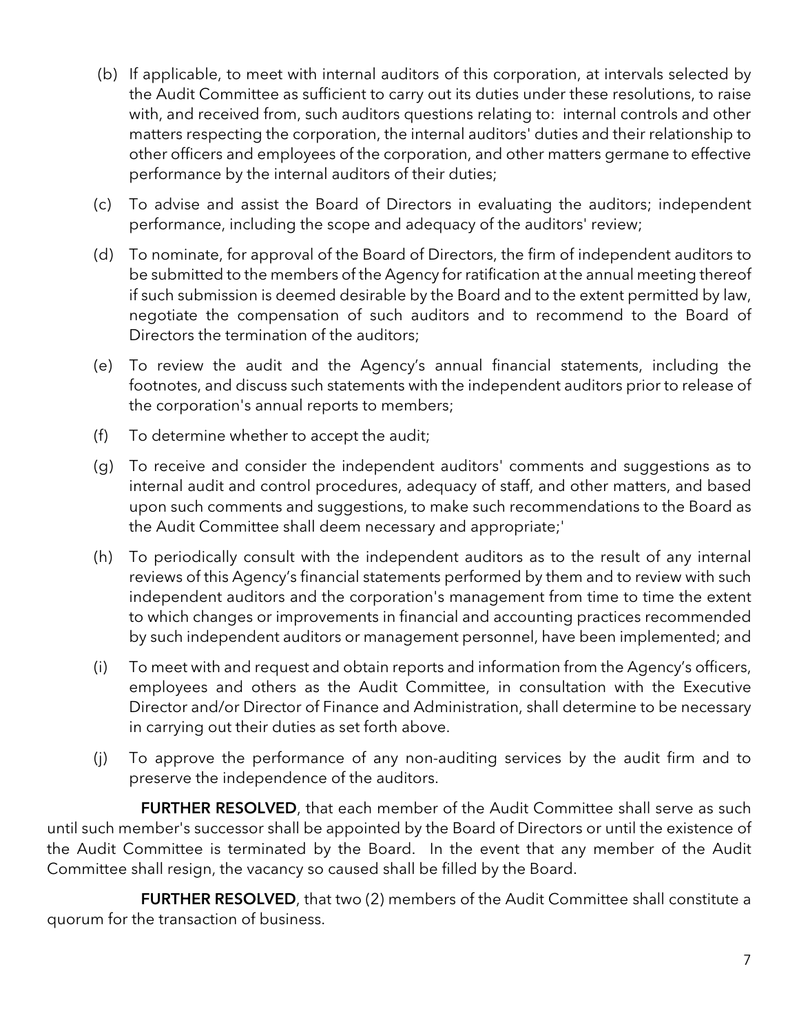(b) If applicable, to meet with internal auditors of this corporation, at intervals selected by the Audit Committee as sufficient to carry out its duties under these resolutions, to raise with, and received from, such auditors questions relating to: internal controls and other matters respecting the corporation, the internal auditors' duties and their relationship to other officers and employees of the corporation, and other matters germane to effective performance by the internal auditors of their duties;

(c) To advise and assist the Board of Directors in evaluating the auditors; independent performance, including the scope and adequacy of the auditors' review;

(d) To nominate, for approval of the Board of Directors, the firm of independent auditors to be submitted to the members of the Agency for ratification at the annual meeting thereof if such submission is deemed desirable by the Board and to the extent permitted by law, negotiate the compensation of such auditors and to recommend to the Board of Directors the termination of the auditors;

(e) To review the audit and the Agency's annual financial statements, including the footnotes, and discuss such statements with the independent auditors prior to release of the corporation's annual reports to members;

(f) To determine whether to accept the audit;

(g) To receive and consider the independent auditors' comments and suggestions as to internal audit and control procedures, adequacy of staff, and other matters, and based upon such comments and suggestions, to make such recommendations to the Board as the Audit Committee shall deem necessary and appropriate;'

(h) To periodically consult with the independent auditors as to the result of any internal reviews of this Agency's financial statements performed by them and to review with such independent auditors and the corporation's management from time to time the extent to which changes or improvements in financial and accounting practices recommended by such independent auditors or management personnel, have been implemented; and

(i) To meet with and request and obtain reports and information from the Agency's officers, employees and others as the Audit Committee, in consultation with the Executive Director and/or Director of Finance and Administration, shall determine to be necessary in carrying out their duties as set forth above.

(j) To approve the performance of any non-auditing services by the audit firm and to preserve the independence of the auditors.

**FURTHER RESOLVED**, that each member of the Audit Committee shall serve as such until such member's successor shall be appointed by the Board of Directors or until the existence of the Audit Committee is terminated by the Board. In the event that any member of the Audit Committee shall resign, the vacancy so caused shall be filled by the Board.

**FURTHER RESOLVED**, that two (2) members of the Audit Committee shall constitute a quorum for the transaction of business.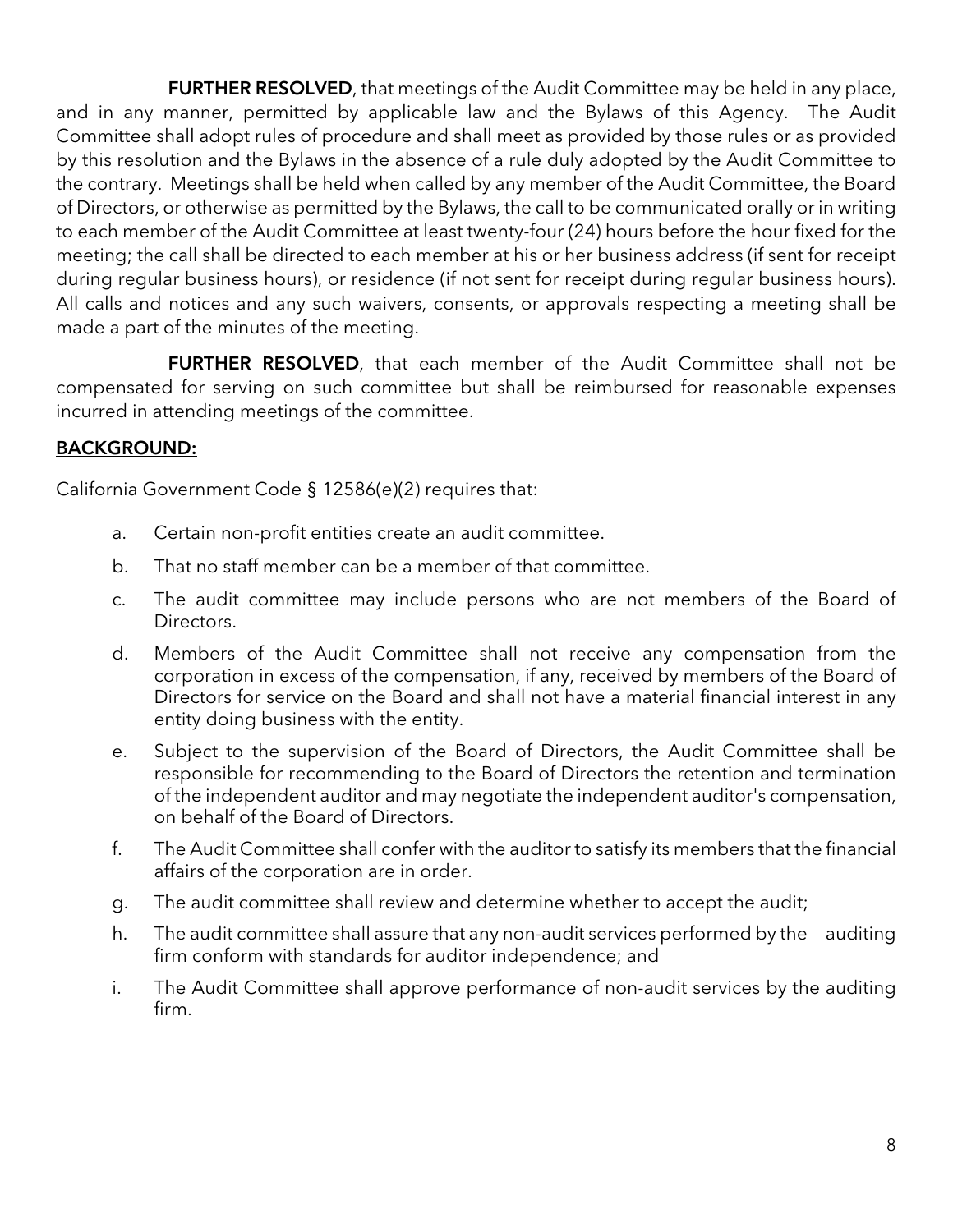**FURTHER RESOLVED**, that meetings of the Audit Committee may be held in any place, and in any manner, permitted by applicable law and the Bylaws of this Agency. The Audit Committee shall adopt rules of procedure and shall meet as provided by those rules or as provided by this resolution and the Bylaws in the absence of a rule duly adopted by the Audit Committee to the contrary. Meetings shall be held when called by any member of the Audit Committee, the Board of Directors, or otherwise as permitted by the Bylaws, the call to be communicated orally or in writing to each member of the Audit Committee at least twenty-four (24) hours before the hour fixed for the meeting; the call shall be directed to each member at his or her business address (if sent for receipt during regular business hours), or residence (if not sent for receipt during regular business hours). All calls and notices and any such waivers, consents, or approvals respecting a meeting shall be made a part of the minutes of the meeting.

**FURTHER RESOLVED**, that each member of the Audit Committee shall not be compensated for serving on such committee but shall be reimbursed for reasonable expenses incurred in attending meetings of the committee.

**BACKGROUND:**

California Government Code § 12586(e)(2) requires that:

a. Certain non-profit entities create an audit committee.

b. That no staff member can be a member of that committee.

c. The audit committee may include persons who are not members of the Board of Directors.

d. Members of the Audit Committee shall not receive any compensation from the corporation in excess of the compensation, if any, received by members of the Board of Directors for service on the Board and shall not have a material financial interest in any entity doing business with the entity.

e. Subject to the supervision of the Board of Directors, the Audit Committee shall be responsible for recommending to the Board of Directors the retention and termination of the independent auditor and may negotiate the independent auditor's compensation, on behalf of the Board of Directors.

f. The Audit Committee shall confer with the auditor to satisfy its members that the financial affairs of the corporation are in order.

g. The audit committee shall review and determine whether to accept the audit;

h. The audit committee shall assure that any non-audit services performed by the auditing firm conform with standards for auditor independence; and

i. The Audit Committee shall approve performance of non-audit services by the auditing firm.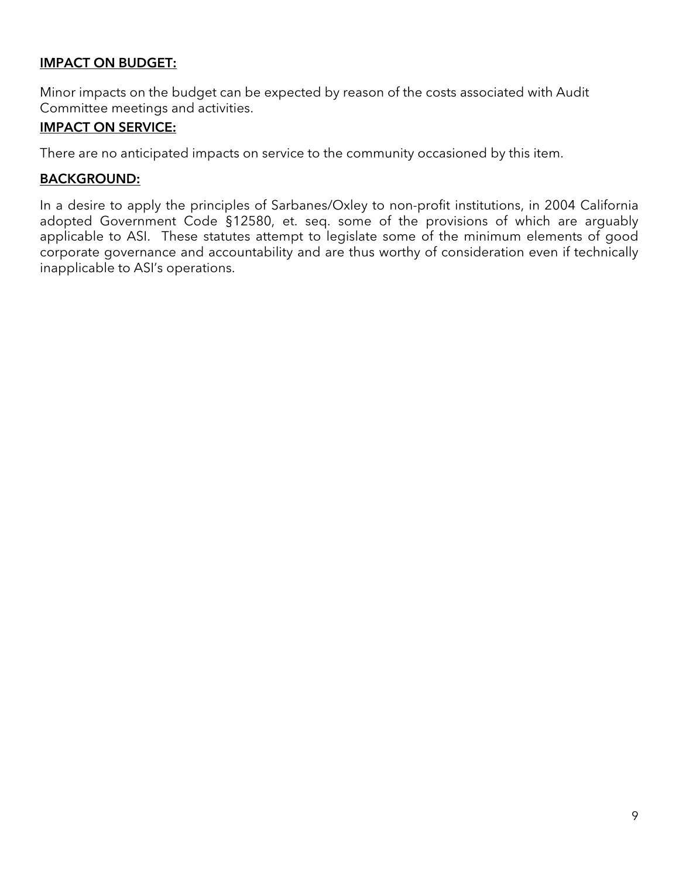**IMPACT ON BUDGET:**

Minor impacts on the budget can be expected by reason of the costs associated with Audit Committee meetings and activities.

**IMPACT ON SERVICE:**

There are no anticipated impacts on service to the community occasioned by this item.

**BACKGROUND:**

In a desire to apply the principles of Sarbanes/Oxley to non-profit institutions, in 2004 California adopted Government Code §12580, et. seq. some of the provisions of which are arguably applicable to ASI. These statutes attempt to legislate some of the minimum elements of good corporate governance and accountability and are thus worthy of consideration even if technically inapplicable to ASI's operations.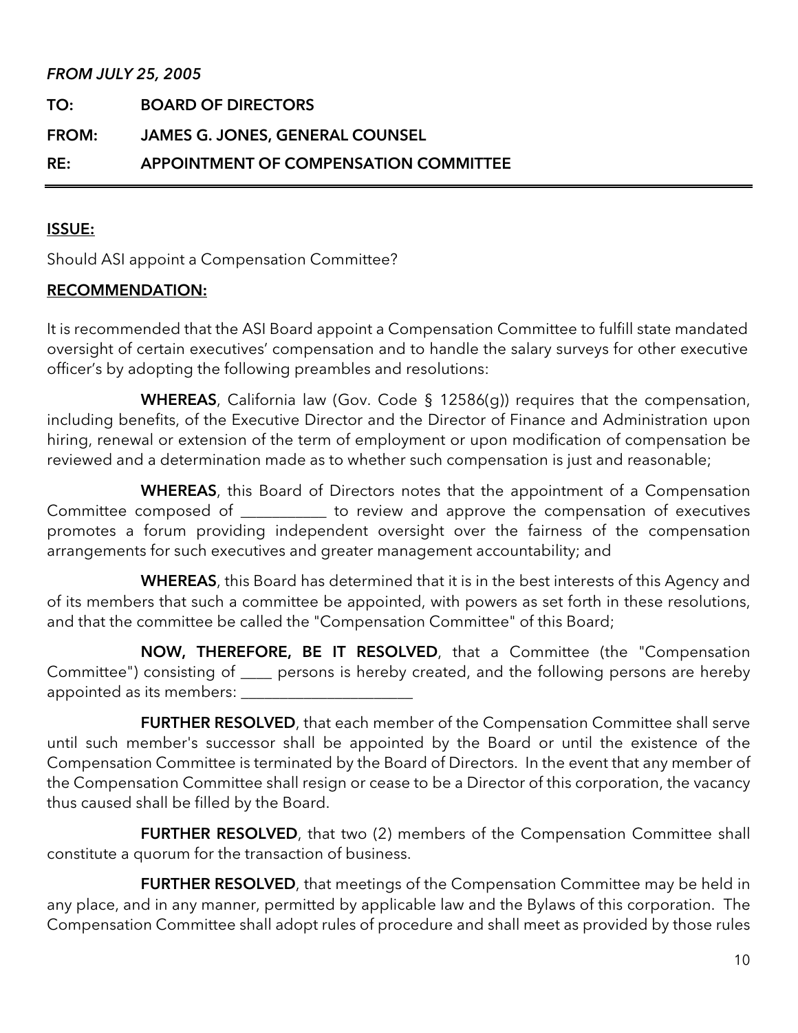*FROM JULY 25, 2005*

**TO:** **BOARD OF DIRECTORS**

**FROM:** **JAMES G. JONES, GENERAL COUNSEL**

**RE:** **APPOINTMENT OF COMPENSATION COMMITTEE**

---

**ISSUE:**

Should ASI appoint a Compensation Committee?

**RECOMMENDATION:**

It is recommended that the ASI Board appoint a Compensation Committee to fulfill state mandated oversight of certain executives' compensation and to handle the salary surveys for other executive officer's by adopting the following preambles and resolutions:

**WHEREAS**, California law (Gov. Code § 12586(g)) requires that the compensation, including benefits, of the Executive Director and the Director of Finance and Administration upon hiring, renewal or extension of the term of employment or upon modification of compensation be reviewed and a determination made as to whether such compensation is just and reasonable;

**WHEREAS**, this Board of Directors notes that the appointment of a Compensation Committee composed of ___________ to review and approve the compensation of executives promotes a forum providing independent oversight over the fairness of the compensation arrangements for such executives and greater management accountability; and

**WHEREAS**, this Board has determined that it is in the best interests of this Agency and of its members that such a committee be appointed, with powers as set forth in these resolutions, and that the committee be called the "Compensation Committee" of this Board;

**NOW, THEREFORE, BE IT RESOLVED**, that a Committee (the "Compensation Committee") consisting of ____ persons is hereby created, and the following persons are hereby appointed as its members: ______________________

**FURTHER RESOLVED**, that each member of the Compensation Committee shall serve until such member's successor shall be appointed by the Board or until the existence of the Compensation Committee is terminated by the Board of Directors. In the event that any member of the Compensation Committee shall resign or cease to be a Director of this corporation, the vacancy thus caused shall be filled by the Board.

**FURTHER RESOLVED**, that two (2) members of the Compensation Committee shall constitute a quorum for the transaction of business.

**FURTHER RESOLVED**, that meetings of the Compensation Committee may be held in any place, and in any manner, permitted by applicable law and the Bylaws of this corporation. The Compensation Committee shall adopt rules of procedure and shall meet as provided by those rules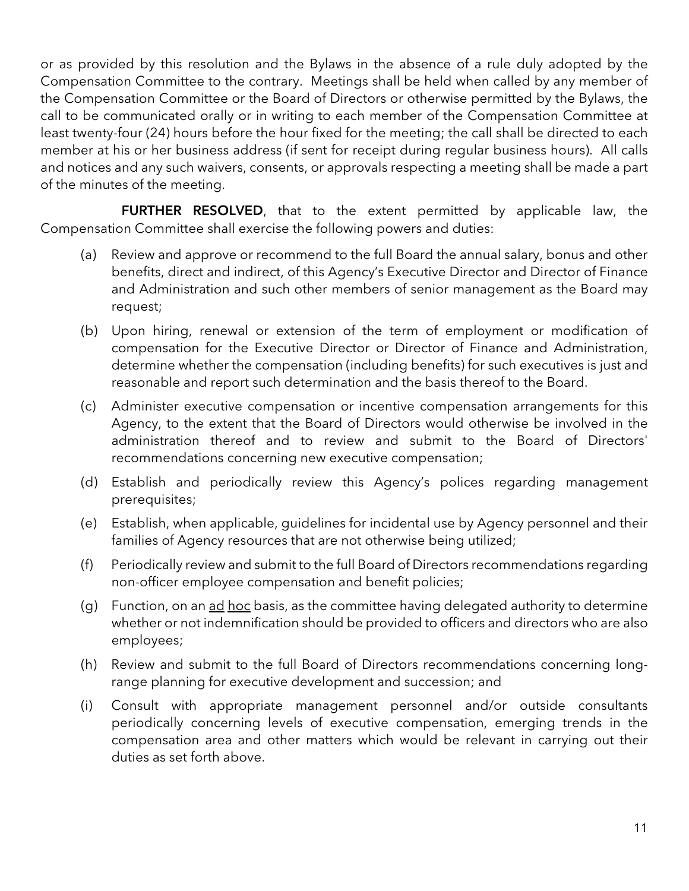or as provided by this resolution and the Bylaws in the absence of a rule duly adopted by the Compensation Committee to the contrary. Meetings shall be held when called by any member of the Compensation Committee or the Board of Directors or otherwise permitted by the Bylaws, the call to be communicated orally or in writing to each member of the Compensation Committee at least twenty-four (24) hours before the hour fixed for the meeting; the call shall be directed to each member at his or her business address (if sent for receipt during regular business hours). All calls and notices and any such waivers, consents, or approvals respecting a meeting shall be made a part of the minutes of the meeting.

**FURTHER RESOLVED**, that to the extent permitted by applicable law, the Compensation Committee shall exercise the following powers and duties:

(a) Review and approve or recommend to the full Board the annual salary, bonus and other benefits, direct and indirect, of this Agency's Executive Director and Director of Finance and Administration and such other members of senior management as the Board may request;

(b) Upon hiring, renewal or extension of the term of employment or modification of compensation for the Executive Director or Director of Finance and Administration, determine whether the compensation (including benefits) for such executives is just and reasonable and report such determination and the basis thereof to the Board.

(c) Administer executive compensation or incentive compensation arrangements for this Agency, to the extent that the Board of Directors would otherwise be involved in the administration thereof and to review and submit to the Board of Directors' recommendations concerning new executive compensation;

(d) Establish and periodically review this Agency's polices regarding management prerequisites;

(e) Establish, when applicable, guidelines for incidental use by Agency personnel and their families of Agency resources that are not otherwise being utilized;

(f) Periodically review and submit to the full Board of Directors recommendations regarding non-officer employee compensation and benefit policies;

(g) Function, on an ad hoc basis, as the committee having delegated authority to determine whether or not indemnification should be provided to officers and directors who are also employees;

(h) Review and submit to the full Board of Directors recommendations concerning long-range planning for executive development and succession; and

(i) Consult with appropriate management personnel and/or outside consultants periodically concerning levels of executive compensation, emerging trends in the compensation area and other matters which would be relevant in carrying out their duties as set forth above.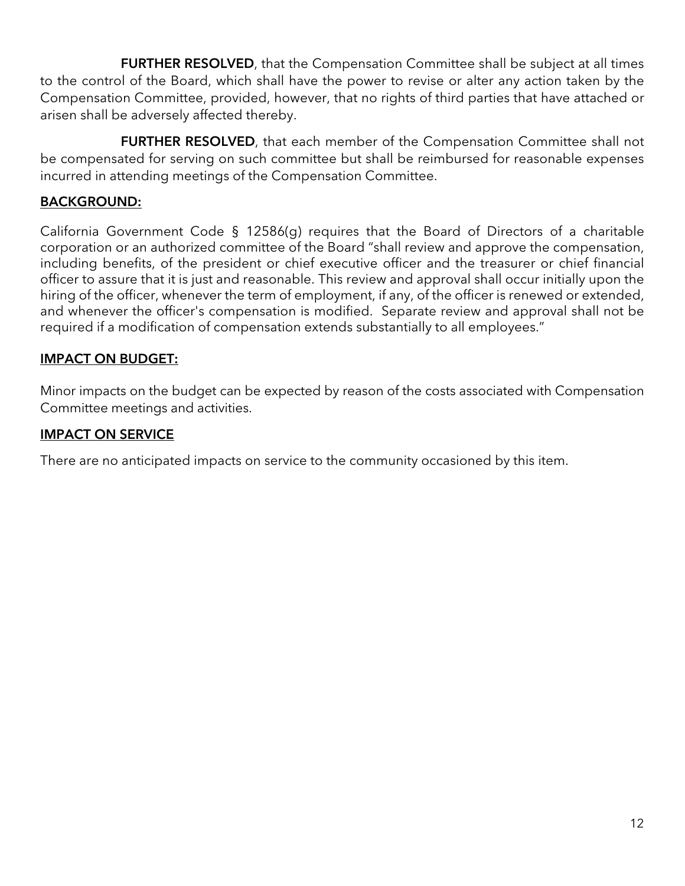**FURTHER RESOLVED**, that the Compensation Committee shall be subject at all times to the control of the Board, which shall have the power to revise or alter any action taken by the Compensation Committee, provided, however, that no rights of third parties that have attached or arisen shall be adversely affected thereby.

**FURTHER RESOLVED**, that each member of the Compensation Committee shall not be compensated for serving on such committee but shall be reimbursed for reasonable expenses incurred in attending meetings of the Compensation Committee.

## BACKGROUND:

California Government Code § 12586(g) requires that the Board of Directors of a charitable corporation or an authorized committee of the Board "shall review and approve the compensation, including benefits, of the president or chief executive officer and the treasurer or chief financial officer to assure that it is just and reasonable. This review and approval shall occur initially upon the hiring of the officer, whenever the term of employment, if any, of the officer is renewed or extended, and whenever the officer's compensation is modified. Separate review and approval shall not be required if a modification of compensation extends substantially to all employees."

## IMPACT ON BUDGET:

Minor impacts on the budget can be expected by reason of the costs associated with Compensation Committee meetings and activities.

## IMPACT ON SERVICE

There are no anticipated impacts on service to the community occasioned by this item.